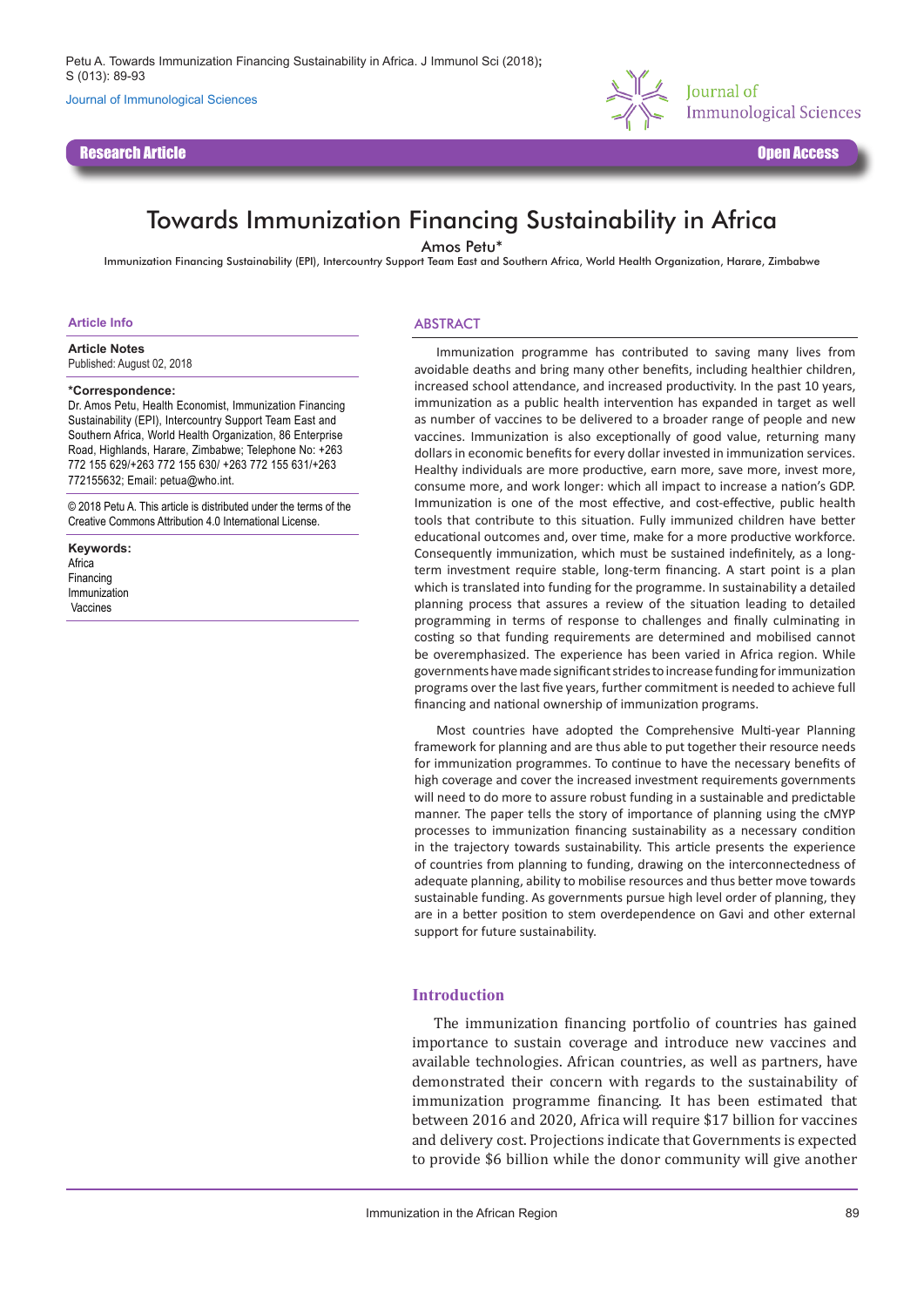Research Article

Open Access

# Towards Immunization Financing Sustainability in Africa

Amos Petu*

Immunization Financing Sustainability (EPI), Intercountry Support Team East and Southern Africa, World Health Organization, Harare, Zimbabwe

**Article Info**

**Article Notes**
Published: August 02, 2018

***Correspondence:**
Dr. Amos Petu, Health Economist, Immunization Financing Sustainability (EPI), Intercountry Support Team East and Southern Africa, World Health Organization, 86 Enterprise Road, Highlands, Harare, Zimbabwe; Telephone No: +263 772 155 629/+263 772 155 630/ +263 772 155 631/+263 772155632; Email: petua@who.int.

© 2018 Petu A. This article is distributed under the terms of the Creative Commons Attribution 4.0 International License.

**Keywords:**
Africa
Financing
Immunization
Vaccines

## ABSTRACT

Immunization programme has contributed to saving many lives from avoidable deaths and bring many other benefits, including healthier children, increased school attendance, and increased productivity. In the past 10 years, immunization as a public health intervention has expanded in target as well as number of vaccines to be delivered to a broader range of people and new vaccines. Immunization is also exceptionally of good value, returning many dollars in economic benefits for every dollar invested in immunization services. Healthy individuals are more productive, earn more, save more, invest more, consume more, and work longer: which all impact to increase a nation's GDP. Immunization is one of the most effective, and cost-effective, public health tools that contribute to this situation. Fully immunized children have better educational outcomes and, over time, make for a more productive workforce. Consequently immunization, which must be sustained indefinitely, as a long-term investment require stable, long-term financing. A start point is a plan which is translated into funding for the programme. In sustainability a detailed planning process that assures a review of the situation leading to detailed programming in terms of response to challenges and finally culminating in costing so that funding requirements are determined and mobilised cannot be overemphasized. The experience has been varied in Africa region. While governments have made significant strides to increase funding for immunization programs over the last five years, further commitment is needed to achieve full financing and national ownership of immunization programs.

Most countries have adopted the Comprehensive Multi-year Planning framework for planning and are thus able to put together their resource needs for immunization programmes. To continue to have the necessary benefits of high coverage and cover the increased investment requirements governments will need to do more to assure robust funding in a sustainable and predictable manner. The paper tells the story of importance of planning using the cMYP processes to immunization financing sustainability as a necessary condition in the trajectory towards sustainability. This article presents the experience of countries from planning to funding, drawing on the interconnectedness of adequate planning, ability to mobilise resources and thus better move towards sustainable funding. As governments pursue high level order of planning, they are in a better position to stem overdependence on Gavi and other external support for future sustainability.

## Introduction

The immunization financing portfolio of countries has gained importance to sustain coverage and introduce new vaccines and available technologies. African countries, as well as partners, have demonstrated their concern with regards to the sustainability of immunization programme financing. It has been estimated that between 2016 and 2020, Africa will require $17 billion for vaccines and delivery cost. Projections indicate that Governments is expected to provide $6 billion while the donor community will give another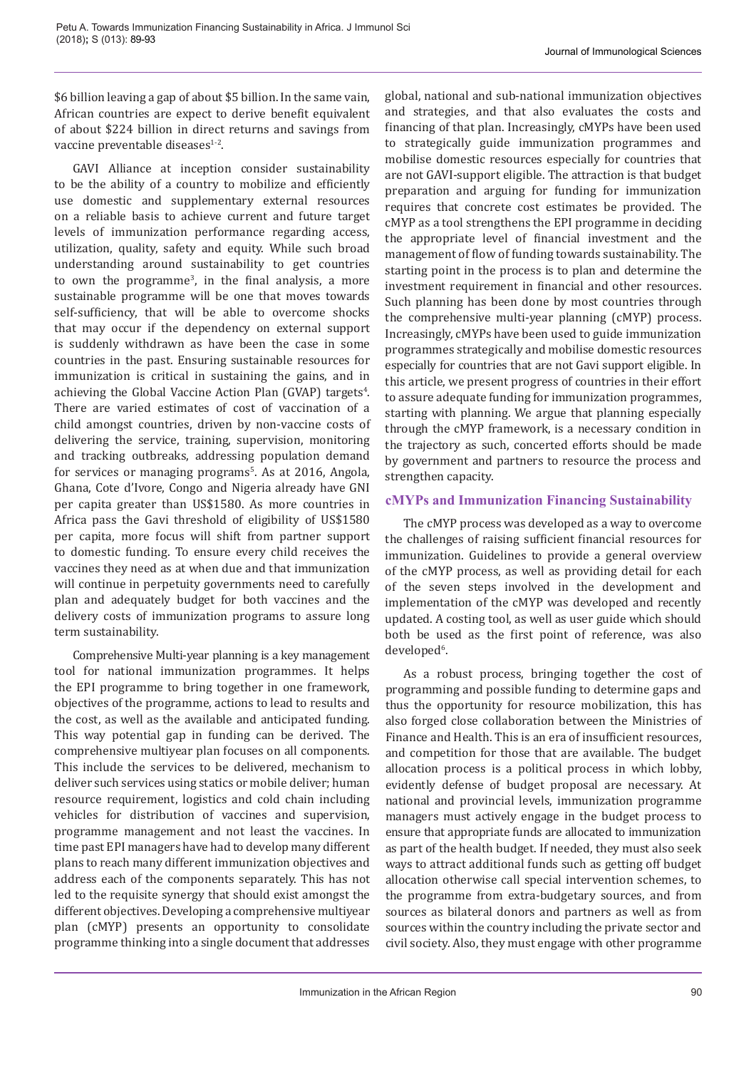$6 billion leaving a gap of about $5 billion. In the same vain, African countries are expect to derive benefit equivalent of about $224 billion in direct returns and savings from vaccine preventable diseases[1-2].

GAVI Alliance at inception consider sustainability to be the ability of a country to mobilize and efficiently use domestic and supplementary external resources on a reliable basis to achieve current and future target levels of immunization performance regarding access, utilization, quality, safety and equity. While such broad understanding around sustainability to get countries to own the programme[3], in the final analysis, a more sustainable programme will be one that moves towards self-sufficiency, that will be able to overcome shocks that may occur if the dependency on external support is suddenly withdrawn as have been the case in some countries in the past. Ensuring sustainable resources for immunization is critical in sustaining the gains, and in achieving the Global Vaccine Action Plan (GVAP) targets[4]. There are varied estimates of cost of vaccination of a child amongst countries, driven by non-vaccine costs of delivering the service, training, supervision, monitoring and tracking outbreaks, addressing population demand for services or managing programs[5]. As at 2016, Angola, Ghana, Cote d'Ivore, Congo and Nigeria already have GNI per capita greater than US$1580. As more countries in Africa pass the Gavi threshold of eligibility of US$1580 per capita, more focus will shift from partner support to domestic funding. To ensure every child receives the vaccines they need as at when due and that immunization will continue in perpetuity governments need to carefully plan and adequately budget for both vaccines and the delivery costs of immunization programs to assure long term sustainability.

Comprehensive Multi-year planning is a key management tool for national immunization programmes. It helps the EPI programme to bring together in one framework, objectives of the programme, actions to lead to results and the cost, as well as the available and anticipated funding. This way potential gap in funding can be derived. The comprehensive multiyear plan focuses on all components. This include the services to be delivered, mechanism to deliver such services using statics or mobile deliver; human resource requirement, logistics and cold chain including vehicles for distribution of vaccines and supervision, programme management and not least the vaccines. In time past EPI managers have had to develop many different plans to reach many different immunization objectives and address each of the components separately. This has not led to the requisite synergy that should exist amongst the different objectives. Developing a comprehensive multiyear plan (cMYP) presents an opportunity to consolidate programme thinking into a single document that addresses global, national and sub-national immunization objectives and strategies, and that also evaluates the costs and financing of that plan. Increasingly, cMYPs have been used to strategically guide immunization programmes and mobilise domestic resources especially for countries that are not GAVI-support eligible. The attraction is that budget preparation and arguing for funding for immunization requires that concrete cost estimates be provided. The cMYP as a tool strengthens the EPI programme in deciding the appropriate level of financial investment and the management of flow of funding towards sustainability. The starting point in the process is to plan and determine the investment requirement in financial and other resources. Such planning has been done by most countries through the comprehensive multi-year planning (cMYP) process. Increasingly, cMYPs have been used to guide immunization programmes strategically and mobilise domestic resources especially for countries that are not Gavi support eligible. In this article, we present progress of countries in their effort to assure adequate funding for immunization programmes, starting with planning. We argue that planning especially through the cMYP framework, is a necessary condition in the trajectory as such, concerted efforts should be made by government and partners to resource the process and strengthen capacity.

## cMYPs and Immunization Financing Sustainability

The cMYP process was developed as a way to overcome the challenges of raising sufficient financial resources for immunization. Guidelines to provide a general overview of the cMYP process, as well as providing detail for each of the seven steps involved in the development and implementation of the cMYP was developed and recently updated. A costing tool, as well as user guide which should both be used as the first point of reference, was also developed[6].

As a robust process, bringing together the cost of programming and possible funding to determine gaps and thus the opportunity for resource mobilization, this has also forged close collaboration between the Ministries of Finance and Health. This is an era of insufficient resources, and competition for those that are available. The budget allocation process is a political process in which lobby, evidently defense of budget proposal are necessary. At national and provincial levels, immunization programme managers must actively engage in the budget process to ensure that appropriate funds are allocated to immunization as part of the health budget. If needed, they must also seek ways to attract additional funds such as getting off budget allocation otherwise call special intervention schemes, to the programme from extra-budgetary sources, and from sources as bilateral donors and partners as well as from sources within the country including the private sector and civil society. Also, they must engage with other programme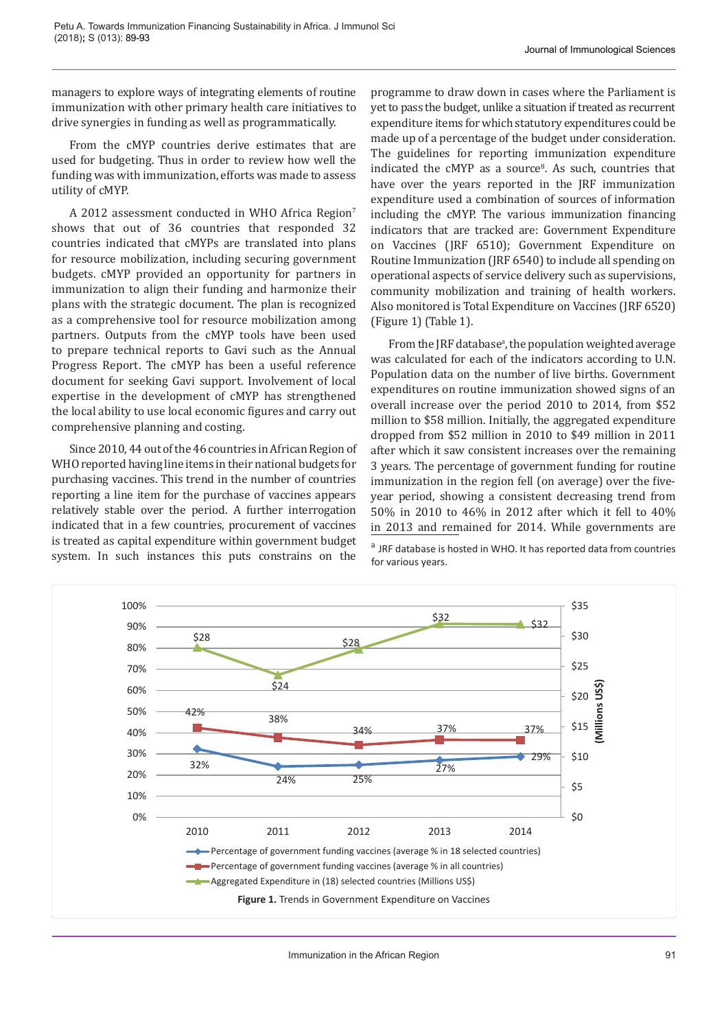managers to explore ways of integrating elements of routine immunization with other primary health care initiatives to drive synergies in funding as well as programmatically.

From the cMYP countries derive estimates that are used for budgeting. Thus in order to review how well the funding was with immunization, efforts was made to assess utility of cMYP.

A 2012 assessment conducted in WHO Africa Region[7] shows that out of 36 countries that responded 32 countries indicated that cMYPs are translated into plans for resource mobilization, including securing government budgets. cMYP provided an opportunity for partners in immunization to align their funding and harmonize their plans with the strategic document. The plan is recognized as a comprehensive tool for resource mobilization among partners. Outputs from the cMYP tools have been used to prepare technical reports to Gavi such as the Annual Progress Report. The cMYP has been a useful reference document for seeking Gavi support. Involvement of local expertise in the development of cMYP has strengthened the local ability to use local economic figures and carry out comprehensive planning and costing.

Since 2010, 44 out of the 46 countries in African Region of WHO reported having line items in their national budgets for purchasing vaccines. This trend in the number of countries reporting a line item for the purchase of vaccines appears relatively stable over the period. A further interrogation indicated that in a few countries, procurement of vaccines is treated as capital expenditure within government budget system. In such instances this puts constrains on the programme to draw down in cases where the Parliament is yet to pass the budget, unlike a situation if treated as recurrent expenditure items for which statutory expenditures could be made up of a percentage of the budget under consideration. The guidelines for reporting immunization expenditure indicated the cMYP as a source[8]. As such, countries that have over the years reported in the JRF immunization expenditure used a combination of sources of information including the cMYP. The various immunization financing indicators that are tracked are: Government Expenditure on Vaccines (JRF 6510); Government Expenditure on Routine Immunization (JRF 6540) to include all spending on operational aspects of service delivery such as supervisions, community mobilization and training of health workers. Also monitored is Total Expenditure on Vaccines (JRF 6520) (Figure 1) (Table 1).

From the JRF database[a], the population weighted average was calculated for each of the indicators according to U.N. Population data on the number of live births. Government expenditures on routine immunization showed signs of an overall increase over the period 2010 to 2014, from $52 million to $58 million. Initially, the aggregated expenditure dropped from $52 million in 2010 to $49 million in 2011 after which it saw consistent increases over the remaining 3 years. The percentage of government funding for routine immunization in the region fell (on average) over the five-year period, showing a consistent decreasing trend from 50% in 2010 to 46% in 2012 after which it fell to 40% in 2013 and remained for 2014. While governments are

[a] JRF database is hosted in WHO. It has reported data from countries for various years.

| Year | Percentage of government funding vaccines (average % in 18 selected countries) | Percentage of government funding vaccines (average % in all countries) | Aggregated Expenditure in (18) selected countries (Millions US$) |
|---|---|---|---|
| 2010 | 32% | 42% | $28 |
| 2011 | 24% | 38% | $24 |
| 2012 | 25% | 34% | $28 |
| 2013 | 27% | 37% | $32 |
| 2014 | 29% | 37% | $32 |

**Figure 1.** Trends in Government Expenditure on Vaccines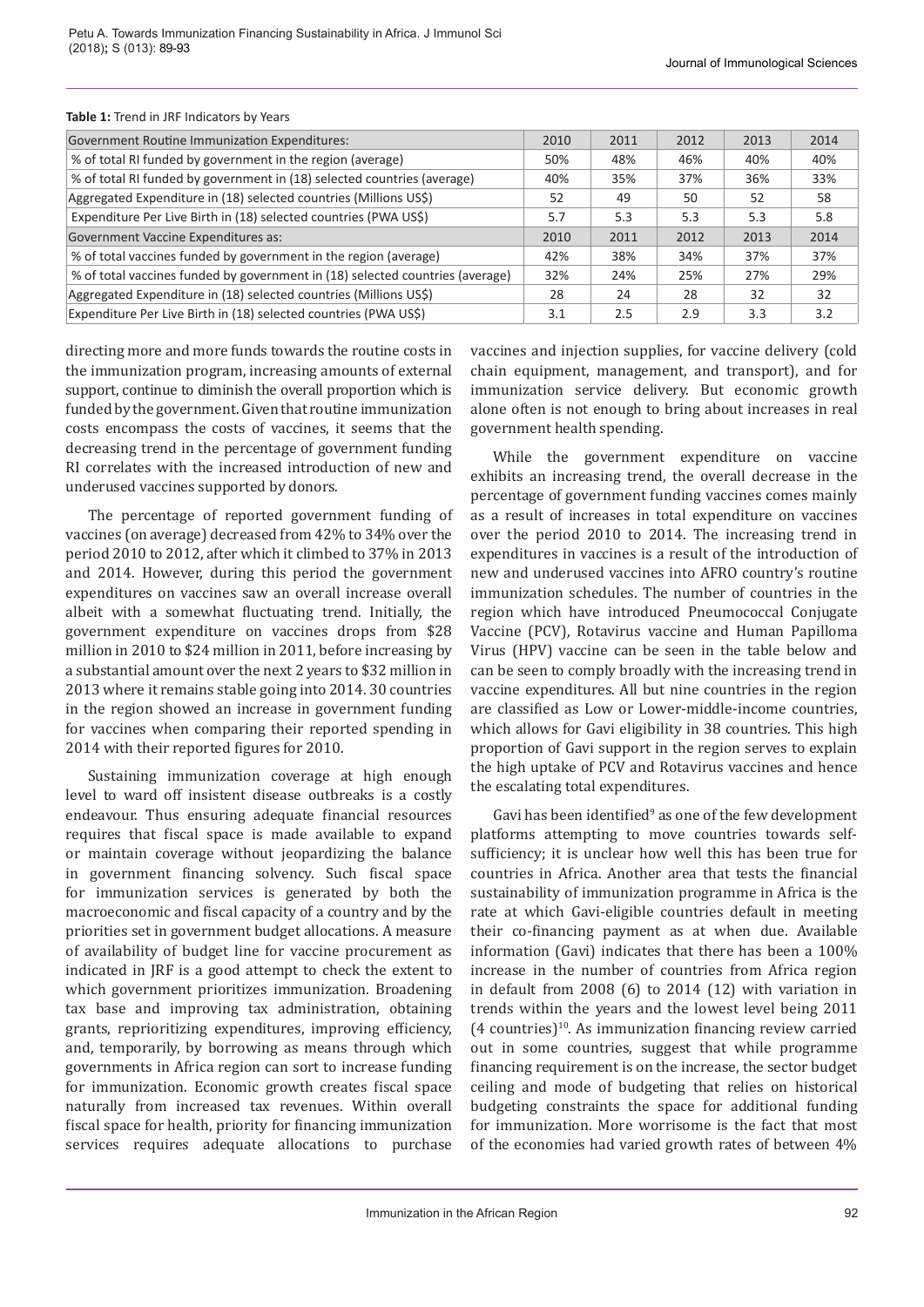**Table 1:** Trend in JRF Indicators by Years

| Government Routine Immunization Expenditures: | 2010 | 2011 | 2012 | 2013 | 2014 |
|---|---|---|---|---|---|
| % of total RI funded by government in the region (average) | 50% | 48% | 46% | 40% | 40% |
| % of total RI funded by government in (18) selected countries (average) | 40% | 35% | 37% | 36% | 33% |
| Aggregated Expenditure in (18) selected countries (Millions US$) | 52 | 49 | 50 | 52 | 58 |
| Expenditure Per Live Birth in (18) selected countries (PWA US$) | 5.7 | 5.3 | 5.3 | 5.3 | 5.8 |
| Government Vaccine Expenditures as: | 2010 | 2011 | 2012 | 2013 | 2014 |
| % of total vaccines funded by government in the region (average) | 42% | 38% | 34% | 37% | 37% |
| % of total vaccines funded by government in (18) selected countries (average) | 32% | 24% | 25% | 27% | 29% |
| Aggregated Expenditure in (18) selected countries (Millions US$) | 28 | 24 | 28 | 32 | 32 |
| Expenditure Per Live Birth in (18) selected countries (PWA US$) | 3.1 | 2.5 | 2.9 | 3.3 | 3.2 |

directing more and more funds towards the routine costs in the immunization program, increasing amounts of external support, continue to diminish the overall proportion which is funded by the government. Given that routine immunization costs encompass the costs of vaccines, it seems that the decreasing trend in the percentage of government funding RI correlates with the increased introduction of new and underused vaccines supported by donors.

The percentage of reported government funding of vaccines (on average) decreased from 42% to 34% over the period 2010 to 2012, after which it climbed to 37% in 2013 and 2014. However, during this period the government expenditures on vaccines saw an overall increase overall albeit with a somewhat fluctuating trend. Initially, the government expenditure on vaccines drops from $28 million in 2010 to $24 million in 2011, before increasing by a substantial amount over the next 2 years to $32 million in 2013 where it remains stable going into 2014. 30 countries in the region showed an increase in government funding for vaccines when comparing their reported spending in 2014 with their reported figures for 2010.

Sustaining immunization coverage at high enough level to ward off insistent disease outbreaks is a costly endeavour. Thus ensuring adequate financial resources requires that fiscal space is made available to expand or maintain coverage without jeopardizing the balance in government financing solvency. Such fiscal space for immunization services is generated by both the macroeconomic and fiscal capacity of a country and by the priorities set in government budget allocations. A measure of availability of budget line for vaccine procurement as indicated in JRF is a good attempt to check the extent to which government prioritizes immunization. Broadening tax base and improving tax administration, obtaining grants, reprioritizing expenditures, improving efficiency, and, temporarily, by borrowing as means through which governments in Africa region can sort to increase funding for immunization. Economic growth creates fiscal space naturally from increased tax revenues. Within overall fiscal space for health, priority for financing immunization services requires adequate allocations to purchase vaccines and injection supplies, for vaccine delivery (cold chain equipment, management, and transport), and for immunization service delivery. But economic growth alone often is not enough to bring about increases in real government health spending.

While the government expenditure on vaccine exhibits an increasing trend, the overall decrease in the percentage of government funding vaccines comes mainly as a result of increases in total expenditure on vaccines over the period 2010 to 2014. The increasing trend in expenditures in vaccines is a result of the introduction of new and underused vaccines into AFRO country's routine immunization schedules. The number of countries in the region which have introduced Pneumococcal Conjugate Vaccine (PCV), Rotavirus vaccine and Human Papilloma Virus (HPV) vaccine can be seen in the table below and can be seen to comply broadly with the increasing trend in vaccine expenditures. All but nine countries in the region are classified as Low or Lower-middle-income countries, which allows for Gavi eligibility in 38 countries. This high proportion of Gavi support in the region serves to explain the high uptake of PCV and Rotavirus vaccines and hence the escalating total expenditures.

Gavi has been identified[9] as one of the few development platforms attempting to move countries towards self-sufficiency; it is unclear how well this has been true for countries in Africa. Another area that tests the financial sustainability of immunization programme in Africa is the rate at which Gavi-eligible countries default in meeting their co-financing payment as at when due. Available information (Gavi) indicates that there has been a 100% increase in the number of countries from Africa region in default from 2008 (6) to 2014 (12) with variation in trends within the years and the lowest level being 2011 (4 countries)[10]. As immunization financing review carried out in some countries, suggest that while programme financing requirement is on the increase, the sector budget ceiling and mode of budgeting that relies on historical budgeting constraints the space for additional funding for immunization. More worrisome is the fact that most of the economies had varied growth rates of between 4%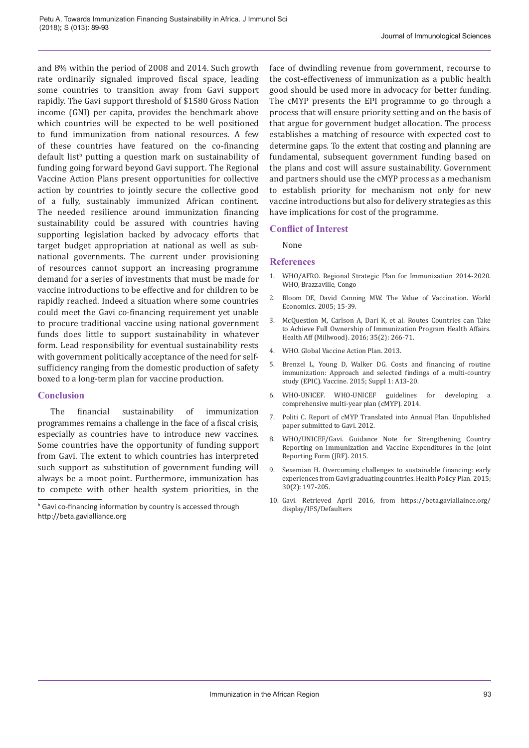and 8% within the period of 2008 and 2014. Such growth rate ordinarily signaled improved fiscal space, leading some countries to transition away from Gavi support rapidly. The Gavi support threshold of $1580 Gross Nation income (GNI) per capita, provides the benchmark above which countries will be expected to be well positioned to fund immunization from national resources. A few of these countries have featured on the co-financing default list[b] putting a question mark on sustainability of funding going forward beyond Gavi support. The Regional Vaccine Action Plans present opportunities for collective action by countries to jointly secure the collective good of a fully, sustainably immunized African continent. The needed resilience around immunization financing sustainability could be assured with countries having supporting legislation backed by advocacy efforts that target budget appropriation at national as well as sub-national governments. The current under provisioning of resources cannot support an increasing programme demand for a series of investments that must be made for vaccine introductions to be effective and for children to be rapidly reached. Indeed a situation where some countries could meet the Gavi co-financing requirement yet unable to procure traditional vaccine using national government funds does little to support sustainability in whatever form. Lead responsibility for eventual sustainability rests with government politically acceptance of the need for self-sufficiency ranging from the domestic production of safety boxed to a long-term plan for vaccine production.

## Conclusion

The financial sustainability of immunization programmes remains a challenge in the face of a fiscal crisis, especially as countries have to introduce new vaccines. Some countries have the opportunity of funding support from Gavi. The extent to which countries has interpreted such support as substitution of government funding will always be a moot point. Furthermore, immunization has to compete with other health system priorities, in the face of dwindling revenue from government, recourse to the cost-effectiveness of immunization as a public health good should be used more in advocacy for better funding. The cMYP presents the EPI programme to go through a process that will ensure priority setting and on the basis of that argue for government budget allocation. The process establishes a matching of resource with expected cost to determine gaps. To the extent that costing and planning are fundamental, subsequent government funding based on the plans and cost will assure sustainability. Government and partners should use the cMYP process as a mechanism to establish priority for mechanism not only for new vaccine introductions but also for delivery strategies as this have implications for cost of the programme.

[b] Gavi co-financing information by country is accessed through http://beta.gavialliance.org

## Conflict of Interest

None

## References

1. WHO/AFRO. Regional Strategic Plan for Immunization 2014-2020. WHO, Brazzaville, Congo
2. Bloom DE, David Canning MW. The Value of Vaccination. World Economics. 2005; 15-39.
3. McQuestion M, Carlson A, Dari K, et al. Routes Countries can Take to Achieve Full Ownership of Immunization Program Health Affairs. Health Aff (Millwood). 2016; 35(2): 266-71.
4. WHO. Global Vaccine Action Plan. 2013.
5. Brenzel L, Young D, Walker DG. Costs and financing of routine immunization: Approach and selected findings of a multi-country study (EPIC). Vaccine. 2015; Suppl 1: A13-20.
6. WHO-UNICEF. WHO-UNICEF guidelines for developing a comprehensive multi-year plan (cMYP). 2014.
7. Politi C. Report of cMYP Translated into Annual Plan. Unpublished paper submitted to Gavi. 2012.
8. WHO/UNICEF/Gavi. Guidance Note for Strengthening Country Reporting on Immunization and Vaccine Expenditures in the Joint Reporting Form (JRF). 2015.
9. Sexemian H. Overcoming challenges to sustainable financing: early experiences from Gavi graduating countries. Health Policy Plan. 2015; 30(2): 197-205.
10. Gavi. Retrieved April 2016, from https://beta.gaviallaince.org/display/IFS/Defaulters